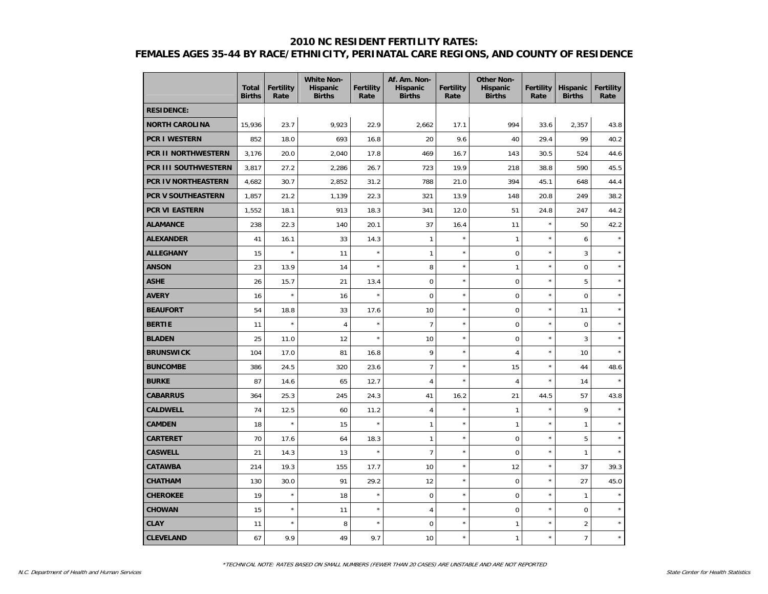# 2010 NC RESIDENT FERTILITY RATES:
## FEMALES AGES 35-44 BY RACE/ETHNICITY, PERINATAL CARE REGIONS, AND COUNTY OF RESIDENCE

| | Total Births | Fertility Rate | White Non-Hispanic Births | Fertility Rate | Af. Am. Non-Hispanic Births | Fertility Rate | Other Non-Hispanic Births | Fertility Rate | Hispanic Births | Fertility Rate |
|---|---|---|---|---|---|---|---|---|---|---|
| **RESIDENCE:** | | | | | | | | | | |
| **NORTH CAROLINA** | 15,936 | 23.7 | 9,923 | 22.9 | 2,662 | 17.1 | 994 | 33.6 | 2,357 | 43.8 |
| **PCR I WESTERN** | 852 | 18.0 | 693 | 16.8 | 20 | 9.6 | 40 | 29.4 | 99 | 40.2 |
| **PCR II NORTHWESTERN** | 3,176 | 20.0 | 2,040 | 17.8 | 469 | 16.7 | 143 | 30.5 | 524 | 44.6 |
| **PCR III SOUTHWESTERN** | 3,817 | 27.2 | 2,286 | 26.7 | 723 | 19.9 | 218 | 38.8 | 590 | 45.5 |
| **PCR IV NORTHEASTERN** | 4,682 | 30.7 | 2,852 | 31.2 | 788 | 21.0 | 394 | 45.1 | 648 | 44.4 |
| **PCR V SOUTHEASTERN** | 1,857 | 21.2 | 1,139 | 22.3 | 321 | 13.9 | 148 | 20.8 | 249 | 38.2 |
| **PCR VI EASTERN** | 1,552 | 18.1 | 913 | 18.3 | 341 | 12.0 | 51 | 24.8 | 247 | 44.2 |
| **ALAMANCE** | 238 | 22.3 | 140 | 20.1 | 37 | 16.4 | 11 | * | 50 | 42.2 |
| **ALEXANDER** | 41 | 16.1 | 33 | 14.3 | 1 | * | 1 | * | 6 | * |
| **ALLEGHANY** | 15 | * | 11 | * | 1 | * | 0 | * | 3 | * |
| **ANSON** | 23 | 13.9 | 14 | * | 8 | * | 1 | * | 0 | * |
| **ASHE** | 26 | 15.7 | 21 | 13.4 | 0 | * | 0 | * | 5 | * |
| **AVERY** | 16 | * | 16 | * | 0 | * | 0 | * | 0 | * |
| **BEAUFORT** | 54 | 18.8 | 33 | 17.6 | 10 | * | 0 | * | 11 | * |
| **BERTIE** | 11 | * | 4 | * | 7 | * | 0 | * | 0 | * |
| **BLADEN** | 25 | 11.0 | 12 | * | 10 | * | 0 | * | 3 | * |
| **BRUNSWICK** | 104 | 17.0 | 81 | 16.8 | 9 | * | 4 | * | 10 | * |
| **BUNCOMBE** | 386 | 24.5 | 320 | 23.6 | 7 | * | 15 | * | 44 | 48.6 |
| **BURKE** | 87 | 14.6 | 65 | 12.7 | 4 | * | 4 | * | 14 | * |
| **CABARRUS** | 364 | 25.3 | 245 | 24.3 | 41 | 16.2 | 21 | 44.5 | 57 | 43.8 |
| **CALDWELL** | 74 | 12.5 | 60 | 11.2 | 4 | * | 1 | * | 9 | * |
| **CAMDEN** | 18 | * | 15 | * | 1 | * | 1 | * | 1 | * |
| **CARTERET** | 70 | 17.6 | 64 | 18.3 | 1 | * | 0 | * | 5 | * |
| **CASWELL** | 21 | 14.3 | 13 | * | 7 | * | 0 | * | 1 | * |
| **CATAWBA** | 214 | 19.3 | 155 | 17.7 | 10 | * | 12 | * | 37 | 39.3 |
| **CHATHAM** | 130 | 30.0 | 91 | 29.2 | 12 | * | 0 | * | 27 | 45.0 |
| **CHEROKEE** | 19 | * | 18 | * | 0 | * | 0 | * | 1 | * |
| **CHOWAN** | 15 | * | 11 | * | 4 | * | 0 | * | 0 | * |
| **CLAY** | 11 | * | 8 | * | 0 | * | 1 | * | 2 | * |
| **CLEVELAND** | 67 | 9.9 | 49 | 9.7 | 10 | * | 1 | * | 7 | * |

*TECHNICAL NOTE: RATES BASED ON SMALL NUMBERS (FEWER THAN 20 CASES) ARE UNSTABLE AND ARE NOT REPORTED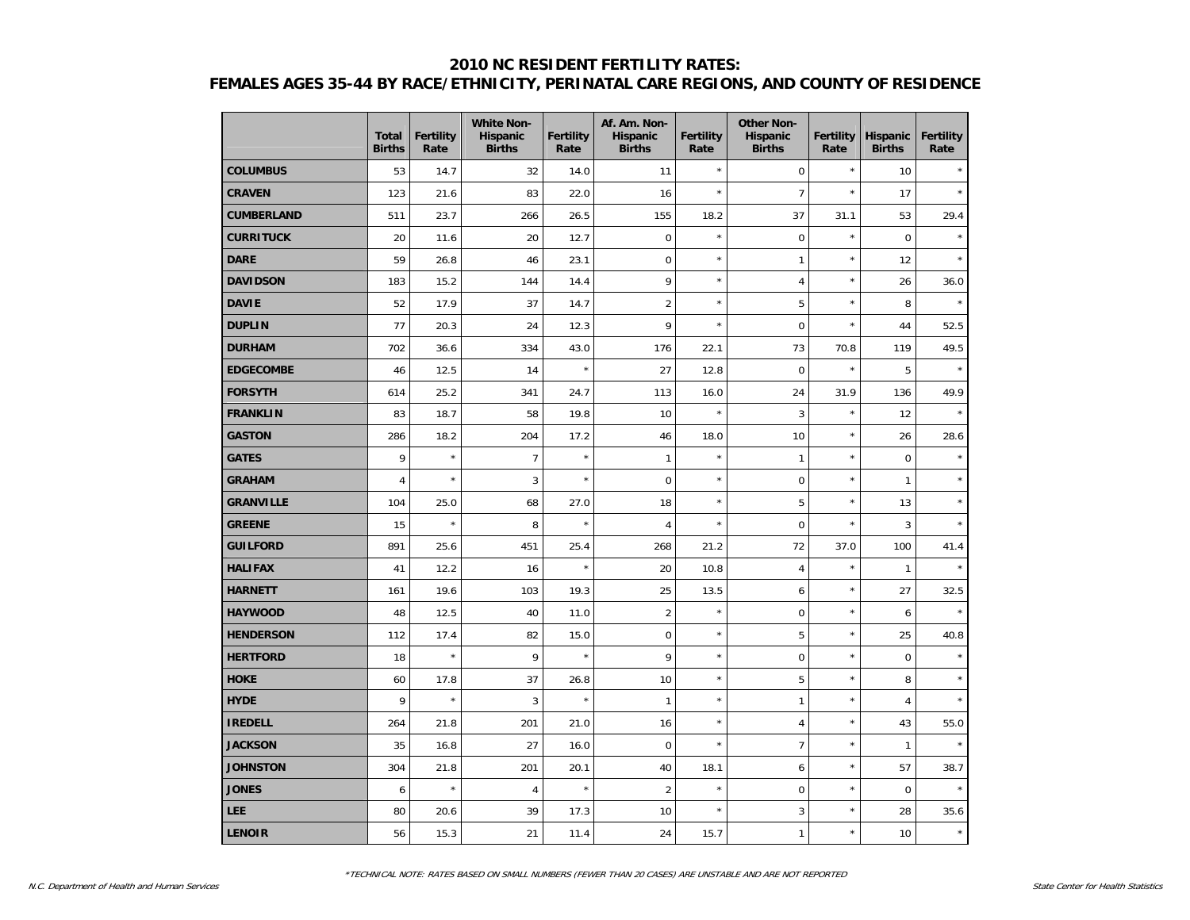## 2010 NC RESIDENT FERTILITY RATES:
## FEMALES AGES 35-44 BY RACE/ETHNICITY, PERINATAL CARE REGIONS, AND COUNTY OF RESIDENCE

| | Total Births | Fertility Rate | White Non-Hispanic Births | Fertility Rate | Af. Am. Non-Hispanic Births | Fertility Rate | Other Non-Hispanic Births | Fertility Rate | Hispanic Births | Fertility Rate |
|---|---|---|---|---|---|---|---|---|---|---|
| **COLUMBUS** | 53 | 14.7 | 32 | 14.0 | 11 | * | 0 | * | 10 | * |
| **CRAVEN** | 123 | 21.6 | 83 | 22.0 | 16 | * | 7 | * | 17 | * |
| **CUMBERLAND** | 511 | 23.7 | 266 | 26.5 | 155 | 18.2 | 37 | 31.1 | 53 | 29.4 |
| **CURRITUCK** | 20 | 11.6 | 20 | 12.7 | 0 | * | 0 | * | 0 | * |
| **DARE** | 59 | 26.8 | 46 | 23.1 | 0 | * | 1 | * | 12 | * |
| **DAVIDSON** | 183 | 15.2 | 144 | 14.4 | 9 | * | 4 | * | 26 | 36.0 |
| **DAVIE** | 52 | 17.9 | 37 | 14.7 | 2 | * | 5 | * | 8 | * |
| **DUPLIN** | 77 | 20.3 | 24 | 12.3 | 9 | * | 0 | * | 44 | 52.5 |
| **DURHAM** | 702 | 36.6 | 334 | 43.0 | 176 | 22.1 | 73 | 70.8 | 119 | 49.5 |
| **EDGECOMBE** | 46 | 12.5 | 14 | * | 27 | 12.8 | 0 | * | 5 | * |
| **FORSYTH** | 614 | 25.2 | 341 | 24.7 | 113 | 16.0 | 24 | 31.9 | 136 | 49.9 |
| **FRANKLIN** | 83 | 18.7 | 58 | 19.8 | 10 | * | 3 | * | 12 | * |
| **GASTON** | 286 | 18.2 | 204 | 17.2 | 46 | 18.0 | 10 | * | 26 | 28.6 |
| **GATES** | 9 | * | 7 | * | 1 | * | 1 | * | 0 | * |
| **GRAHAM** | 4 | * | 3 | * | 0 | * | 0 | * | 1 | * |
| **GRANVILLE** | 104 | 25.0 | 68 | 27.0 | 18 | * | 5 | * | 13 | * |
| **GREENE** | 15 | * | 8 | * | 4 | * | 0 | * | 3 | * |
| **GUILFORD** | 891 | 25.6 | 451 | 25.4 | 268 | 21.2 | 72 | 37.0 | 100 | 41.4 |
| **HALIFAX** | 41 | 12.2 | 16 | * | 20 | 10.8 | 4 | * | 1 | * |
| **HARNETT** | 161 | 19.6 | 103 | 19.3 | 25 | 13.5 | 6 | * | 27 | 32.5 |
| **HAYWOOD** | 48 | 12.5 | 40 | 11.0 | 2 | * | 0 | * | 6 | * |
| **HENDERSON** | 112 | 17.4 | 82 | 15.0 | 0 | * | 5 | * | 25 | 40.8 |
| **HERTFORD** | 18 | * | 9 | * | 9 | * | 0 | * | 0 | * |
| **HOKE** | 60 | 17.8 | 37 | 26.8 | 10 | * | 5 | * | 8 | * |
| **HYDE** | 9 | * | 3 | * | 1 | * | 1 | * | 4 | * |
| **IREDELL** | 264 | 21.8 | 201 | 21.0 | 16 | * | 4 | * | 43 | 55.0 |
| **JACKSON** | 35 | 16.8 | 27 | 16.0 | 0 | * | 7 | * | 1 | * |
| **JOHNSTON** | 304 | 21.8 | 201 | 20.1 | 40 | 18.1 | 6 | * | 57 | 38.7 |
| **JONES** | 6 | * | 4 | * | 2 | * | 0 | * | 0 | * |
| **LEE** | 80 | 20.6 | 39 | 17.3 | 10 | * | 3 | * | 28 | 35.6 |
| **LENOIR** | 56 | 15.3 | 21 | 11.4 | 24 | 15.7 | 1 | * | 10 | * |

*TECHNICAL NOTE: RATES BASED ON SMALL NUMBERS (FEWER THAN 20 CASES) ARE UNSTABLE AND ARE NOT REPORTED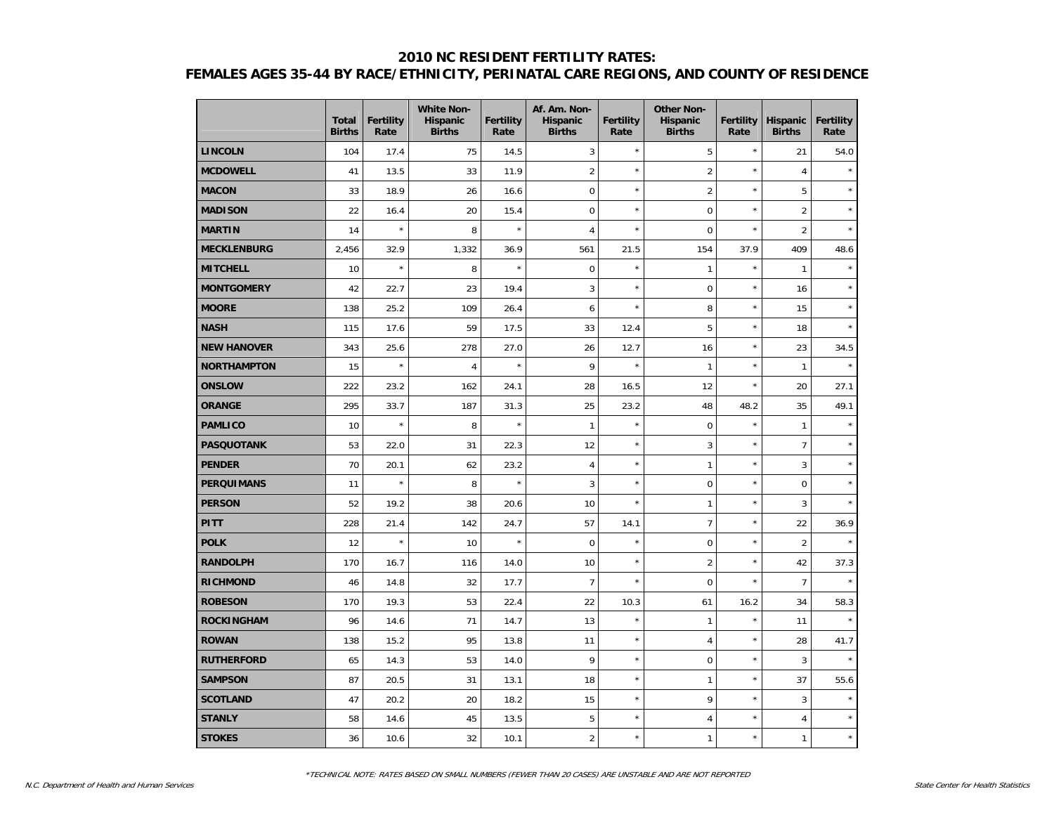## 2010 NC RESIDENT FERTILITY RATES:
## FEMALES AGES 35-44 BY RACE/ETHNICITY, PERINATAL CARE REGIONS, AND COUNTY OF RESIDENCE

| | Total Births | Fertility Rate | White Non-Hispanic Births | Fertility Rate | Af. Am. Non-Hispanic Births | Fertility Rate | Other Non-Hispanic Births | Fertility Rate | Hispanic Births | Fertility Rate |
|---|---|---|---|---|---|---|---|---|---|---|
| **LINCOLN** | 104 | 17.4 | 75 | 14.5 | 3 | * | 5 | * | 21 | 54.0 |
| **MCDOWELL** | 41 | 13.5 | 33 | 11.9 | 2 | * | 2 | * | 4 | * |
| **MACON** | 33 | 18.9 | 26 | 16.6 | 0 | * | 2 | * | 5 | * |
| **MADISON** | 22 | 16.4 | 20 | 15.4 | 0 | * | 0 | * | 2 | * |
| **MARTIN** | 14 | * | 8 | * | 4 | * | 0 | * | 2 | * |
| **MECKLENBURG** | 2,456 | 32.9 | 1,332 | 36.9 | 561 | 21.5 | 154 | 37.9 | 409 | 48.6 |
| **MITCHELL** | 10 | * | 8 | * | 0 | * | 1 | * | 1 | * |
| **MONTGOMERY** | 42 | 22.7 | 23 | 19.4 | 3 | * | 0 | * | 16 | * |
| **MOORE** | 138 | 25.2 | 109 | 26.4 | 6 | * | 8 | * | 15 | * |
| **NASH** | 115 | 17.6 | 59 | 17.5 | 33 | 12.4 | 5 | * | 18 | * |
| **NEW HANOVER** | 343 | 25.6 | 278 | 27.0 | 26 | 12.7 | 16 | * | 23 | 34.5 |
| **NORTHAMPTON** | 15 | * | 4 | * | 9 | * | 1 | * | 1 | * |
| **ONSLOW** | 222 | 23.2 | 162 | 24.1 | 28 | 16.5 | 12 | * | 20 | 27.1 |
| **ORANGE** | 295 | 33.7 | 187 | 31.3 | 25 | 23.2 | 48 | 48.2 | 35 | 49.1 |
| **PAMLICO** | 10 | * | 8 | * | 1 | * | 0 | * | 1 | * |
| **PASQUOTANK** | 53 | 22.0 | 31 | 22.3 | 12 | * | 3 | * | 7 | * |
| **PENDER** | 70 | 20.1 | 62 | 23.2 | 4 | * | 1 | * | 3 | * |
| **PERQUIMANS** | 11 | * | 8 | * | 3 | * | 0 | * | 0 | * |
| **PERSON** | 52 | 19.2 | 38 | 20.6 | 10 | * | 1 | * | 3 | * |
| **PITT** | 228 | 21.4 | 142 | 24.7 | 57 | 14.1 | 7 | * | 22 | 36.9 |
| **POLK** | 12 | * | 10 | * | 0 | * | 0 | * | 2 | * |
| **RANDOLPH** | 170 | 16.7 | 116 | 14.0 | 10 | * | 2 | * | 42 | 37.3 |
| **RICHMOND** | 46 | 14.8 | 32 | 17.7 | 7 | * | 0 | * | 7 | * |
| **ROBESON** | 170 | 19.3 | 53 | 22.4 | 22 | 10.3 | 61 | 16.2 | 34 | 58.3 |
| **ROCKINGHAM** | 96 | 14.6 | 71 | 14.7 | 13 | * | 1 | * | 11 | * |
| **ROWAN** | 138 | 15.2 | 95 | 13.8 | 11 | * | 4 | * | 28 | 41.7 |
| **RUTHERFORD** | 65 | 14.3 | 53 | 14.0 | 9 | * | 0 | * | 3 | * |
| **SAMPSON** | 87 | 20.5 | 31 | 13.1 | 18 | * | 1 | * | 37 | 55.6 |
| **SCOTLAND** | 47 | 20.2 | 20 | 18.2 | 15 | * | 9 | * | 3 | * |
| **STANLY** | 58 | 14.6 | 45 | 13.5 | 5 | * | 4 | * | 4 | * |
| **STOKES** | 36 | 10.6 | 32 | 10.1 | 2 | * | 1 | * | 1 | * |

*TECHNICAL NOTE: RATES BASED ON SMALL NUMBERS (FEWER THAN 20 CASES) ARE UNSTABLE AND ARE NOT REPORTED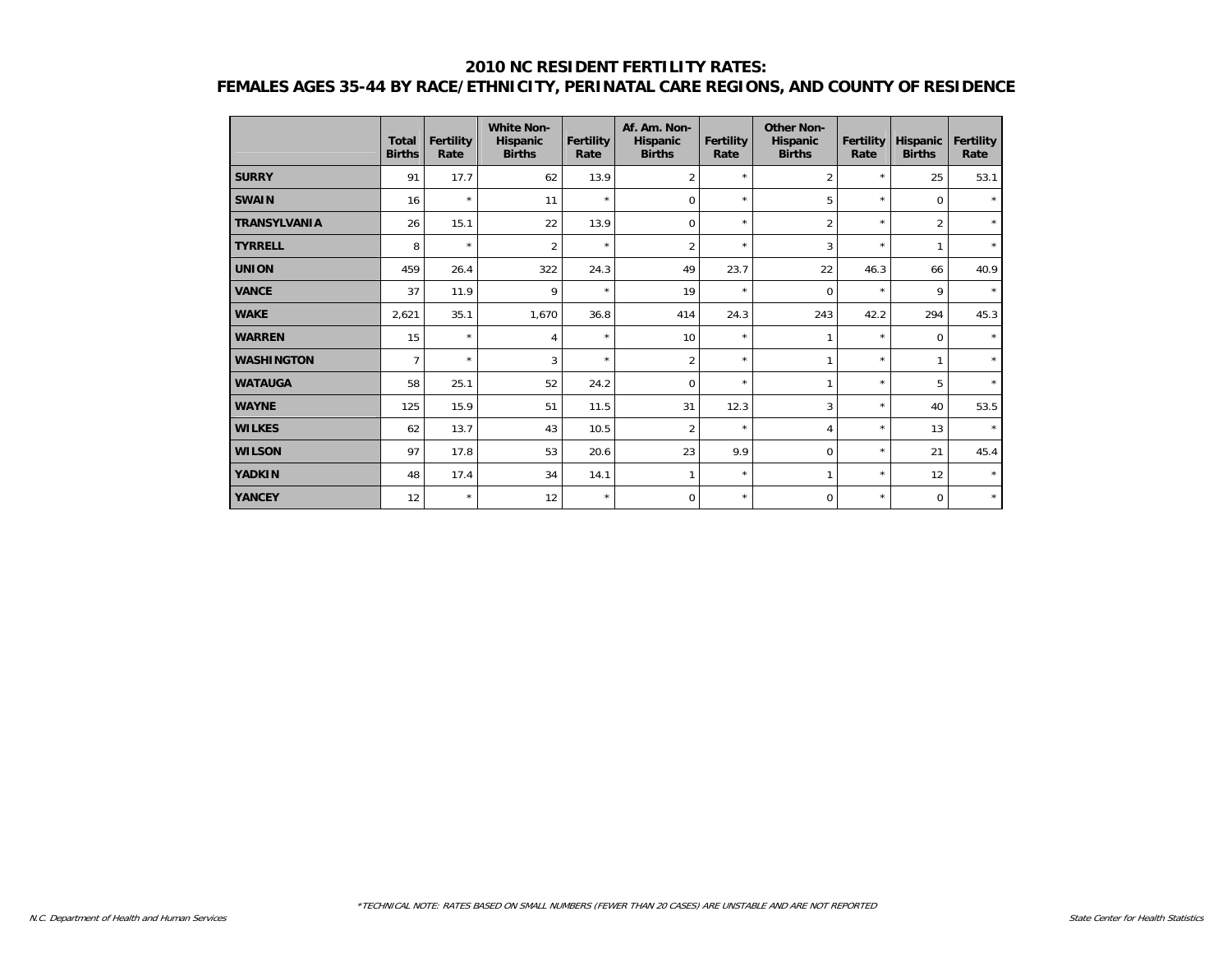## 2010 NC RESIDENT FERTILITY RATES:
## FEMALES AGES 35-44 BY RACE/ETHNICITY, PERINATAL CARE REGIONS, AND COUNTY OF RESIDENCE

| | Total Births | Fertility Rate | White Non-Hispanic Births | Fertility Rate | Af. Am. Non-Hispanic Births | Fertility Rate | Other Non-Hispanic Births | Fertility Rate | Hispanic Births | Fertility Rate |
|---|---|---|---|---|---|---|---|---|---|---|
| **SURRY** | 91 | 17.7 | 62 | 13.9 | 2 | * | 2 | * | 25 | 53.1 |
| **SWAIN** | 16 | * | 11 | * | 0 | * | 5 | * | 0 | * |
| **TRANSYLVANIA** | 26 | 15.1 | 22 | 13.9 | 0 | * | 2 | * | 2 | * |
| **TYRRELL** | 8 | * | 2 | * | 2 | * | 3 | * | 1 | * |
| **UNION** | 459 | 26.4 | 322 | 24.3 | 49 | 23.7 | 22 | 46.3 | 66 | 40.9 |
| **VANCE** | 37 | 11.9 | 9 | * | 19 | * | 0 | * | 9 | * |
| **WAKE** | 2,621 | 35.1 | 1,670 | 36.8 | 414 | 24.3 | 243 | 42.2 | 294 | 45.3 |
| **WARREN** | 15 | * | 4 | * | 10 | * | 1 | * | 0 | * |
| **WASHINGTON** | 7 | * | 3 | * | 2 | * | 1 | * | 1 | * |
| **WATAUGA** | 58 | 25.1 | 52 | 24.2 | 0 | * | 1 | * | 5 | * |
| **WAYNE** | 125 | 15.9 | 51 | 11.5 | 31 | 12.3 | 3 | * | 40 | 53.5 |
| **WILKES** | 62 | 13.7 | 43 | 10.5 | 2 | * | 4 | * | 13 | * |
| **WILSON** | 97 | 17.8 | 53 | 20.6 | 23 | 9.9 | 0 | * | 21 | 45.4 |
| **YADKIN** | 48 | 17.4 | 34 | 14.1 | 1 | * | 1 | * | 12 | * |
| **YANCEY** | 12 | * | 12 | * | 0 | * | 0 | * | 0 | * |

*TECHNICAL NOTE: RATES BASED ON SMALL NUMBERS (FEWER THAN 20 CASES) ARE UNSTABLE AND ARE NOT REPORTED